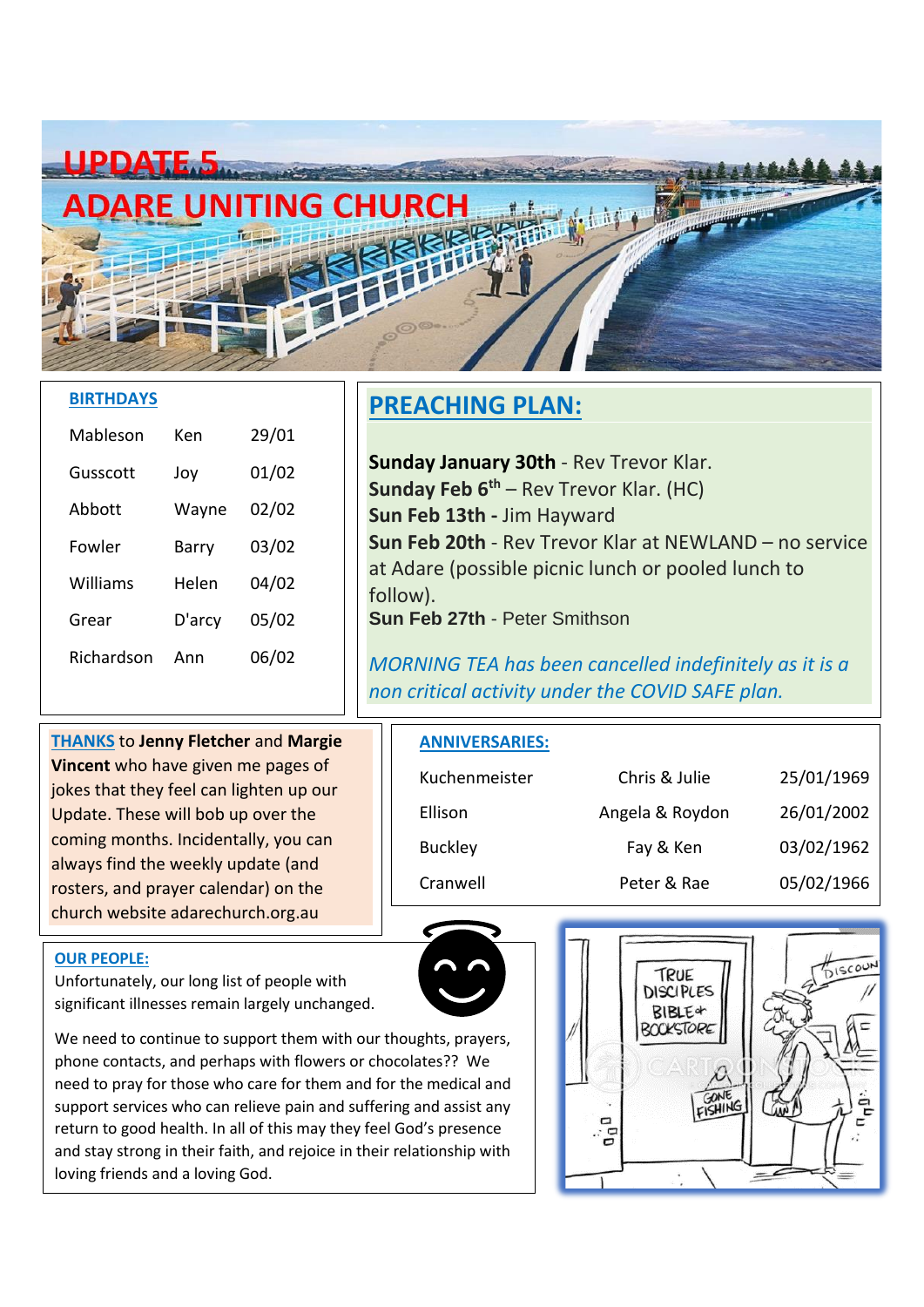# UPDATE 5

# ADARE UNITING CHURCH

## BIRTHDAYS

| | | |
|---|---|---|
| Mableson | Ken | 29/01 |
| Gusscott | Joy | 01/02 |
| Abbott | Wayne | 02/02 |
| Fowler | Barry | 03/02 |
| Williams | Helen | 04/02 |
| Grear | D'arcy | 05/02 |
| Richardson | Ann | 06/02 |

## PREACHING PLAN:

**Sunday January 30th** - Rev Trevor Klar.
**Sunday Feb 6th** – Rev Trevor Klar. (HC)
**Sun Feb 13th -** Jim Hayward
**Sun Feb 20th** - Rev Trevor Klar at NEWLAND – no service at Adare (possible picnic lunch or pooled lunch to follow).
**Sun Feb 27th** - Peter Smithson

*MORNING TEA has been cancelled indefinitely as it is a non critical activity under the COVID SAFE plan.*

**THANKS** to **Jenny Fletcher** and **Margie Vincent** who have given me pages of jokes that they feel can lighten up our Update. These will bob up over the coming months. Incidentally, you can always find the weekly update (and rosters, and prayer calendar) on the church website adarechurch.org.au

## ANNIVERSARIES:

| | | |
|---|---|---|
| Kuchenmeister | Chris & Julie | 25/01/1969 |
| Ellison | Angela & Roydon | 26/01/2002 |
| Buckley | Fay & Ken | 03/02/1962 |
| Cranwell | Peter & Rae | 05/02/1966 |

## OUR PEOPLE:

Unfortunately, our long list of people with significant illnesses remain largely unchanged.

We need to continue to support them with our thoughts, prayers, phone contacts, and perhaps with flowers or chocolates?? We need to pray for those who care for them and for the medical and support services who can relieve pain and suffering and assist any return to good health. In all of this may they feel God's presence and stay strong in their faith, and rejoice in their relationship with loving friends and a loving God.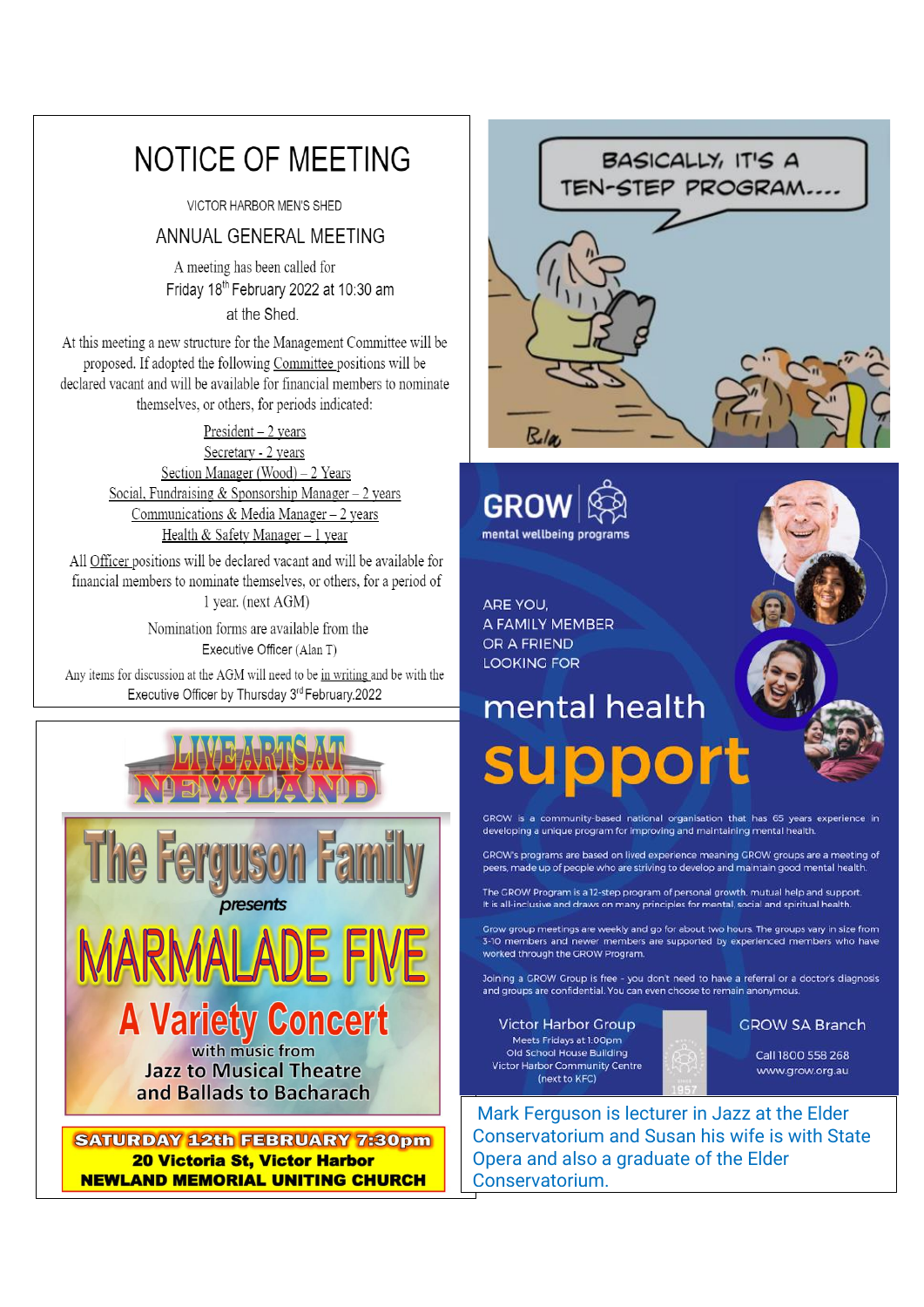# NOTICE OF MEETING

VICTOR HARBOR MEN'S SHED

## ANNUAL GENERAL MEETING

A meeting has been called for
Friday 18th February 2022 at 10:30 am
at the Shed.

At this meeting a new structure for the Management Committee will be proposed. If adopted the following Committee positions will be declared vacant and will be available for financial members to nominate themselves, or others, for periods indicated:

President – 2 years
Secretary - 2 years
Section Manager (Wood) – 2 Years
Social, Fundraising & Sponsorship Manager – 2 years
Communications & Media Manager – 2 years
Health & Safety Manager – 1 year

All Officer positions will be declared vacant and will be available for financial members to nominate themselves, or others, for a period of 1 year. (next AGM)

Nomination forms are available from the Executive Officer (Alan T)

Any items for discussion at the AGM will need to be in writing and be with the Executive Officer by Thursday 3rd February.2022

BASICALLY, IT'S A TEN-STEP PROGRAM....

# LIVE ARTS AT NEWLAND

## The Ferguson Family

*presents*

## MARMALADE FIVE

## A Variety Concert

with music from
Jazz to Musical Theatre
and Ballads to Bacharach

**SATURDAY 12th FEBRUARY 7:30pm**
**20 Victoria St, Victor Harbor**
**NEWLAND MEMORIAL UNITING CHURCH**

# GROW

mental wellbeing programs

ARE YOU,
A FAMILY MEMBER
OR A FRIEND
LOOKING FOR

## mental health support

GROW is a community-based national organisation that has 65 years experience in developing a unique program for improving and maintaining mental health.

GROW's programs are based on lived experience meaning GROW groups are a meeting of peers, made up of people who are striving to develop and maintain good mental health.

The GROW Program is a 12-step program of personal growth, mutual help and support. It is all-inclusive and draws on many principles for mental, social and spiritual health.

Grow group meetings are weekly and go for about two hours. The groups vary in size from 3-10 members and newer members are supported by experienced members who have worked through the GROW Program.

Joining a GROW Group is free - you don't need to have a referral or a doctor's diagnosis and groups are confidential. You can even choose to remain anonymous.

**Victor Harbor Group**
Meets Fridays at 1:00pm
Old School House Building
Victor Harbor Community Centre
(next to KFC)

**GROW SA Branch**
Call 1800 558 268
www.grow.org.au

Mark Ferguson is lecturer in Jazz at the Elder Conservatorium and Susan his wife is with State Opera and also a graduate of the Elder Conservatorium.